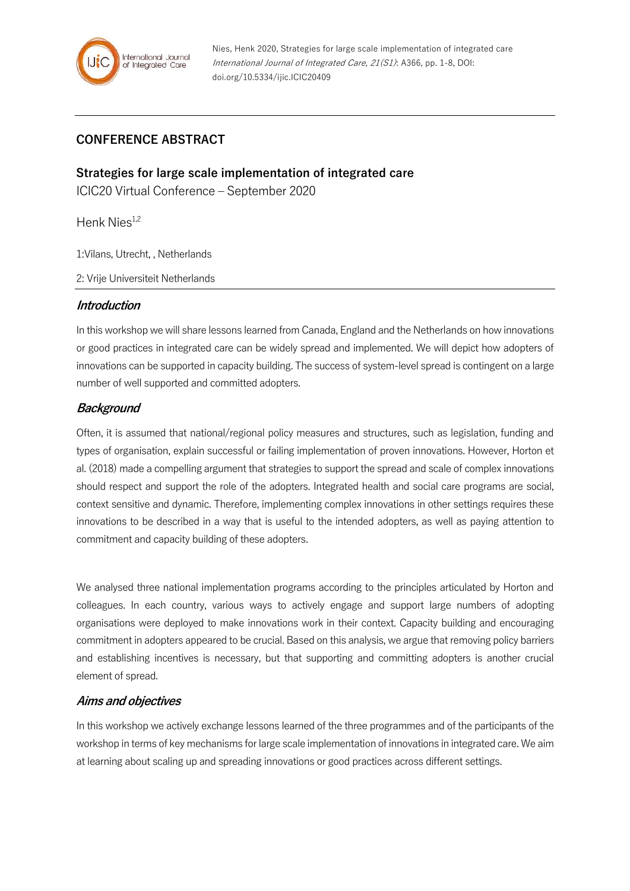Nies, Henk 2020, Strategies for large scale implementation of integrated care *International Journal of Integrated Care, 21(S1)*: A366, pp. 1-8, DOI: doi.org/10.5334/ijic.ICIC20409

## CONFERENCE ABSTRACT

## Strategies for large scale implementation of integrated care

ICIC20 Virtual Conference – September 2020

Henk Nies[1,2]

1:Vilans, Utrecht, , Netherlands

2: Vrije Universiteit Netherlands

### *Introduction*

In this workshop we will share lessons learned from Canada, England and the Netherlands on how innovations or good practices in integrated care can be widely spread and implemented. We will depict how adopters of innovations can be supported in capacity building. The success of system-level spread is contingent on a large number of well supported and committed adopters.

### *Background*

Often, it is assumed that national/regional policy measures and structures, such as legislation, funding and types of organisation, explain successful or failing implementation of proven innovations. However, Horton et al. (2018) made a compelling argument that strategies to support the spread and scale of complex innovations should respect and support the role of the adopters. Integrated health and social care programs are social, context sensitive and dynamic. Therefore, implementing complex innovations in other settings requires these innovations to be described in a way that is useful to the intended adopters, as well as paying attention to commitment and capacity building of these adopters.

We analysed three national implementation programs according to the principles articulated by Horton and colleagues. In each country, various ways to actively engage and support large numbers of adopting organisations were deployed to make innovations work in their context. Capacity building and encouraging commitment in adopters appeared to be crucial. Based on this analysis, we argue that removing policy barriers and establishing incentives is necessary, but that supporting and committing adopters is another crucial element of spread.

### *Aims and objectives*

In this workshop we actively exchange lessons learned of the three programmes and of the participants of the workshop in terms of key mechanisms for large scale implementation of innovations in integrated care. We aim at learning about scaling up and spreading innovations or good practices across different settings.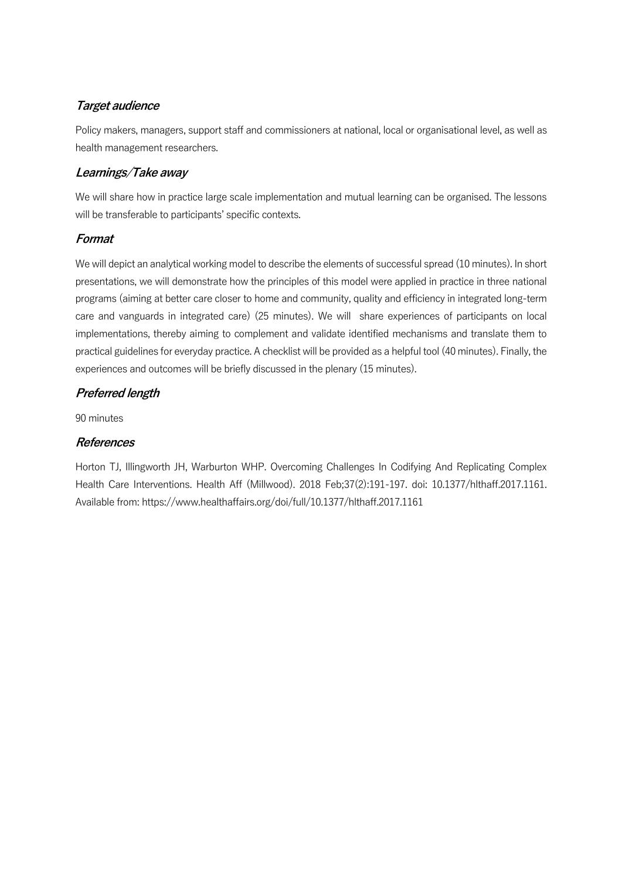### *Target audience*

Policy makers, managers, support staff and commissioners at national, local or organisational level, as well as health management researchers.

### *Learnings/Take away*

We will share how in practice large scale implementation and mutual learning can be organised. The lessons will be transferable to participants' specific contexts.

### *Format*

We will depict an analytical working model to describe the elements of successful spread (10 minutes). In short presentations, we will demonstrate how the principles of this model were applied in practice in three national programs (aiming at better care closer to home and community, quality and efficiency in integrated long-term care and vanguards in integrated care) (25 minutes). We will share experiences of participants on local implementations, thereby aiming to complement and validate identified mechanisms and translate them to practical guidelines for everyday practice. A checklist will be provided as a helpful tool (40 minutes). Finally, the experiences and outcomes will be briefly discussed in the plenary (15 minutes).

### *Preferred length*

90 minutes

### *References*

Horton TJ, Illingworth JH, Warburton WHP. Overcoming Challenges In Codifying And Replicating Complex Health Care Interventions. Health Aff (Millwood). 2018 Feb;37(2):191-197. doi: 10.1377/hlthaff.2017.1161. Available from: https://www.healthaffairs.org/doi/full/10.1377/hlthaff.2017.1161